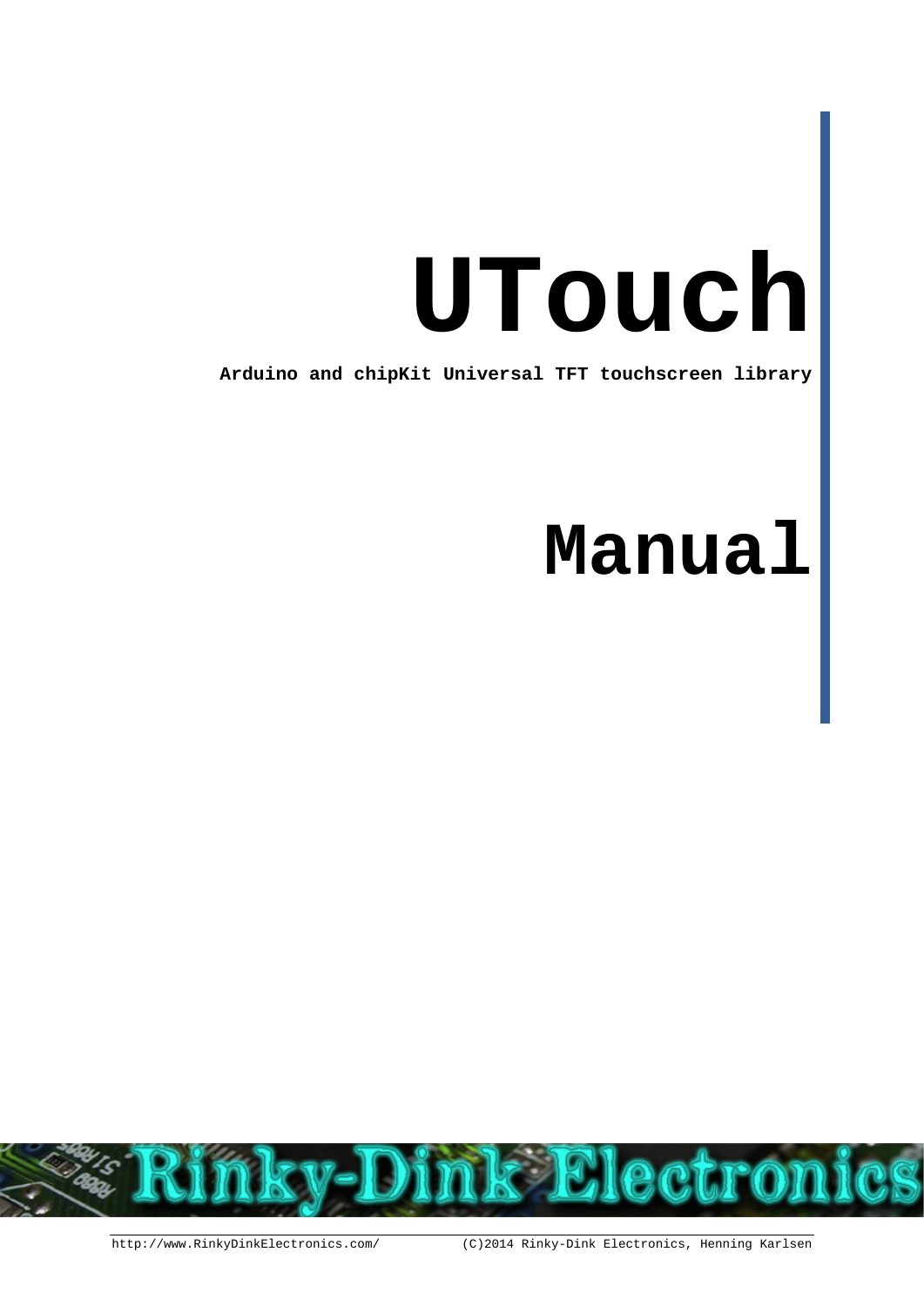# UTouch

**Arduino and chipKit Universal TFT touchscreen library**

# Manual

http://www.RinkyDinkElectronics.com/ (C)2014 Rinky-Dink Electronics, Henning Karlsen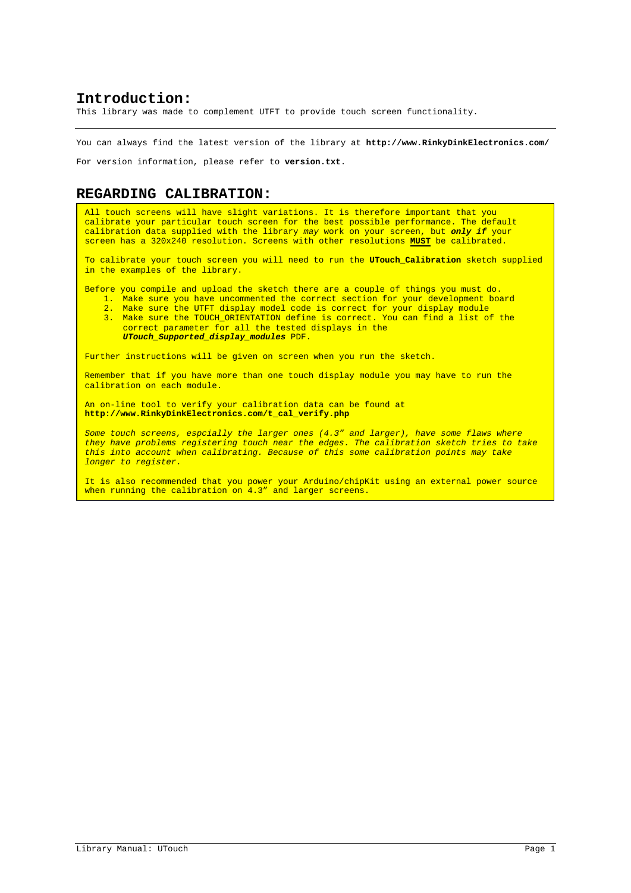## Introduction:

This library was made to complement UTFT to provide touch screen functionality.

---

You can always find the latest version of the library at **http://www.RinkyDinkElectronics.com/**

For version information, please refer to **version.txt**.

## REGARDING CALIBRATION:

All touch screens will have slight variations. It is therefore important that you calibrate your particular touch screen for the best possible performance. The default calibration data supplied with the library *may* work on your screen, but ***only if*** your screen has a 320x240 resolution. Screens with other resolutions **MUST** be calibrated.

To calibrate your touch screen you will need to run the **UTouch_Calibration** sketch supplied in the examples of the library.

Before you compile and upload the sketch there are a couple of things you must do.

1. Make sure you have uncommented the correct section for your development board
2. Make sure the UTFT display model code is correct for your display module
3. Make sure the TOUCH_ORIENTATION define is correct. You can find a list of the correct parameter for all the tested displays in the ***UTouch_Supported_display_modules*** PDF.

Further instructions will be given on screen when you run the sketch.

Remember that if you have more than one touch display module you may have to run the calibration on each module.

An on-line tool to verify your calibration data can be found at **http://www.RinkyDinkElectronics.com/t_cal_verify.php**

*Some touch screens, espcially the larger ones (4.3" and larger), have some flaws where they have problems registering touch near the edges. The calibration sketch tries to take this into account when calibrating. Because of this some calibration points may take longer to register.*

It is also recommended that you power your Arduino/chipKit using an external power source when running the calibration on 4.3" and larger screens.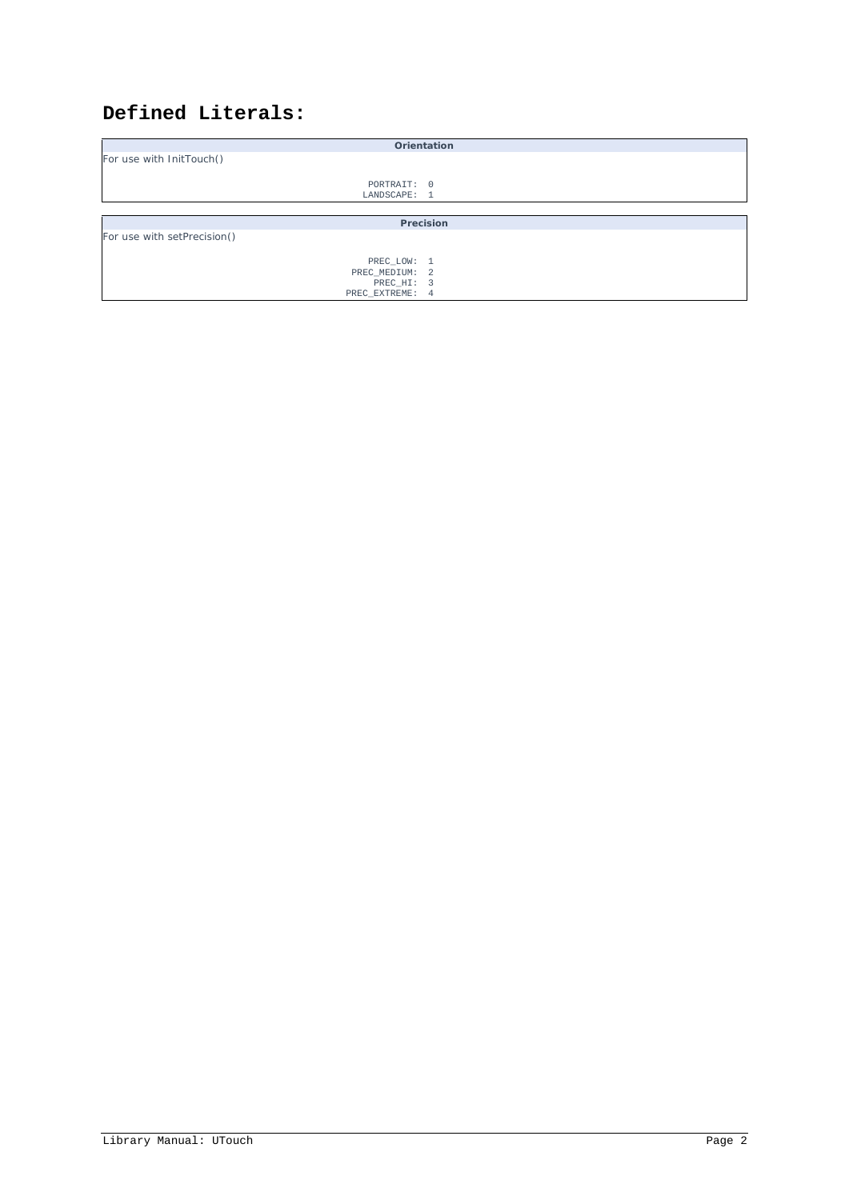# Defined Literals:

**Orientation**

For use with InitTouch()

```
PORTRAIT:  0
LANDSCAPE: 1
```

**Precision**

For use with setPrecision()

```
PREC_LOW:     1
PREC_MEDIUM:  2
PREC_HI:      3
PREC_EXTREME: 4
```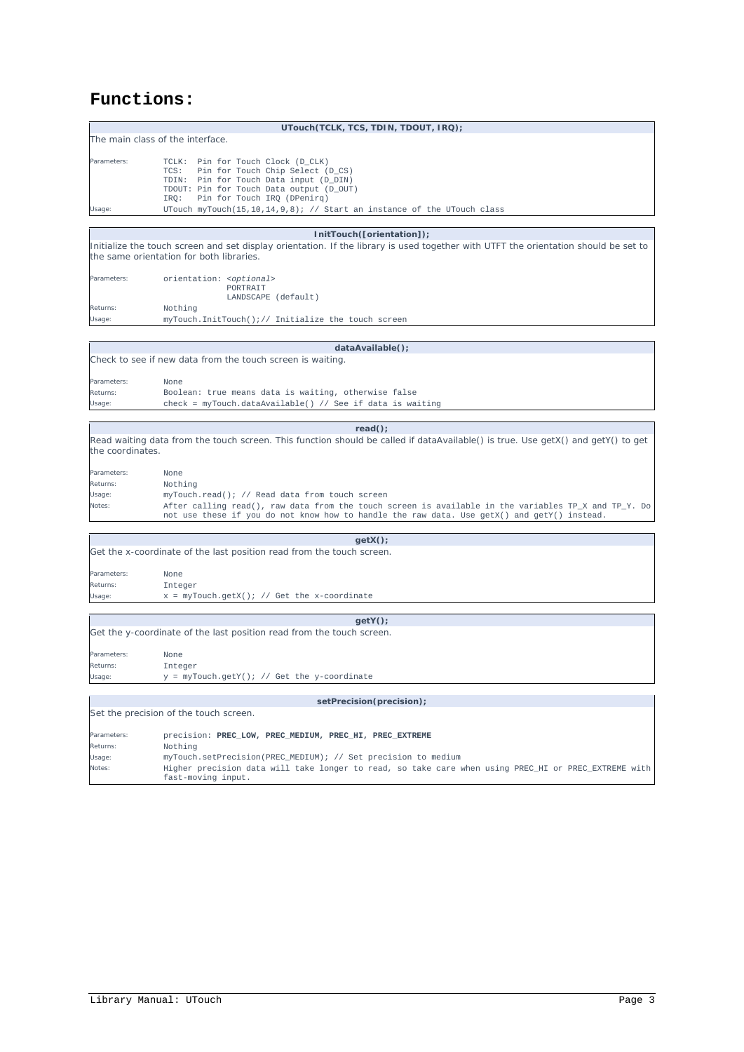# Functions:

**UTouch(TCLK, TCS, TDIN, TDOUT, IRQ);**

The main class of the interface.

| | |
|---|---|
| Parameters: | TCLK: Pin for Touch Clock (D_CLK)<br>TCS: Pin for Touch Chip Select (D_CS)<br>TDIN: Pin for Touch Data input (D_DIN)<br>TDOUT: Pin for Touch Data output (D_OUT)<br>IRQ: Pin for Touch IRQ (DPenirq) |
| Usage: | UTouch myTouch(15,10,14,9,8); // Start an instance of the UTouch class |

**InitTouch([orientation]);**

Initialize the touch screen and set display orientation. If the library is used together with UTFT the orientation should be set to the same orientation for both libraries.

| | |
|---|---|
| Parameters: | orientation: *<optional>*<br>PORTRAIT<br>LANDSCAPE (default) |
| Returns: | Nothing |
| Usage: | myTouch.InitTouch();// Initialize the touch screen |

**dataAvailable();**

Check to see if new data from the touch screen is waiting.

| | |
|---|---|
| Parameters: | None |
| Returns: | Boolean: true means data is waiting, otherwise false |
| Usage: | check = myTouch.dataAvailable() // See if data is waiting |

**read();**

Read waiting data from the touch screen. This function should be called if dataAvailable() is true. Use getX() and getY() to get the coordinates.

| | |
|---|---|
| Parameters: | None |
| Returns: | Nothing |
| Usage: | myTouch.read(); // Read data from touch screen |
| Notes: | After calling read(), raw data from the touch screen is available in the variables TP_X and TP_Y. Do not use these if you do not know how to handle the raw data. Use getX() and getY() instead. |

**getX();**

Get the x-coordinate of the last position read from the touch screen.

| | |
|---|---|
| Parameters: | None |
| Returns: | Integer |
| Usage: | x = myTouch.getX(); // Get the x-coordinate |

**getY();**

Get the y-coordinate of the last position read from the touch screen.

| | |
|---|---|
| Parameters: | None |
| Returns: | Integer |
| Usage: | y = myTouch.getY(); // Get the y-coordinate |

**setPrecision(precision);**

Set the precision of the touch screen.

| | |
|---|---|
| Parameters: | precision: **PREC_LOW, PREC_MEDIUM, PREC_HI, PREC_EXTREME** |
| Returns: | Nothing |
| Usage: | myTouch.setPrecision(PREC_MEDIUM); // Set precision to medium |
| Notes: | Higher precision data will take longer to read, so take care when using PREC_HI or PREC_EXTREME with fast-moving input. |